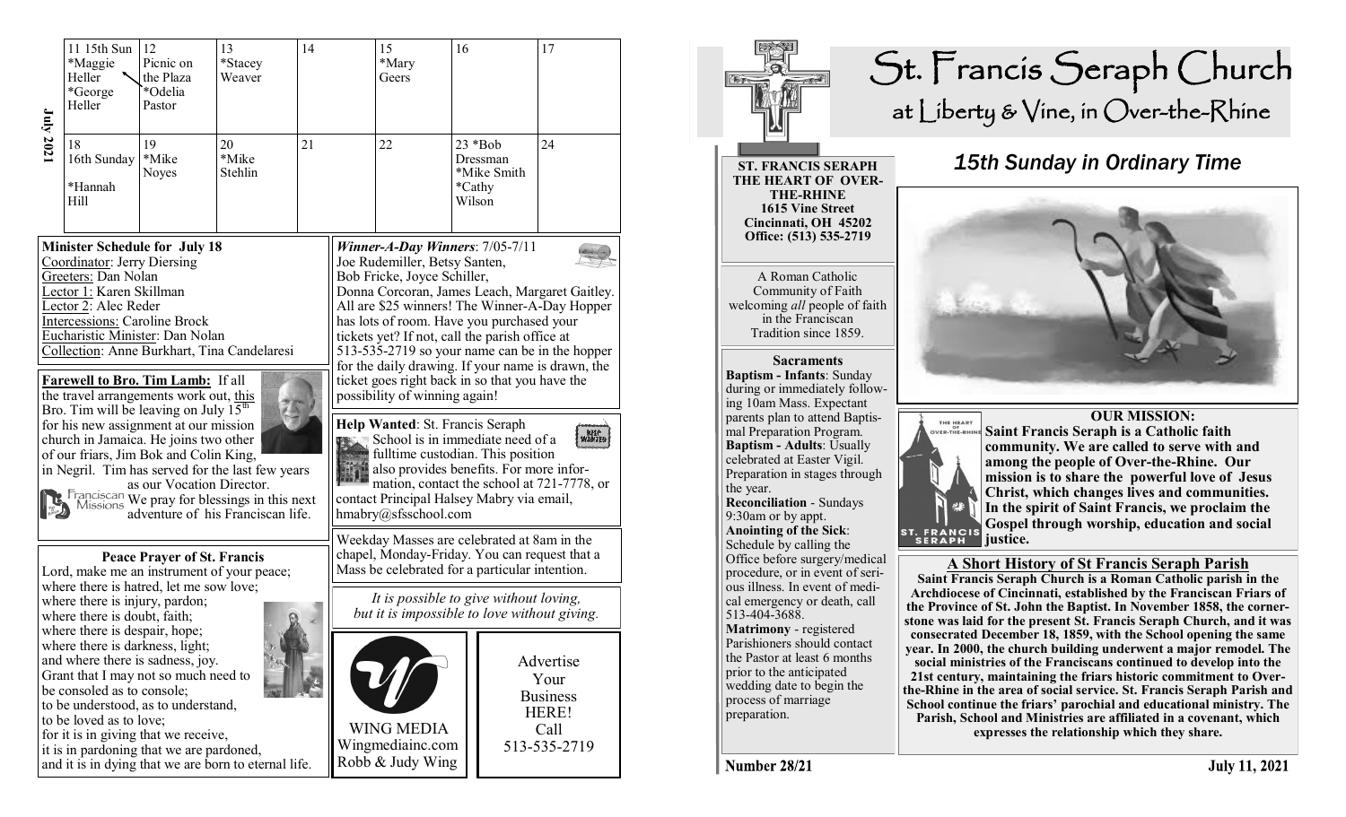# St. Francis Seraph Church

at Liberty & Vine, in Over-the-Rhine

## *15th Sunday in Ordinary Time*

Number 28/21 — July 11, 2021

**ST. FRANCIS SERAPH**
**THE HEART OF OVER-THE-RHINE**
**1615 Vine Street**
**Cincinnati, OH 45202**
**Office: (513) 535-2719**

A Roman Catholic Community of Faith welcoming *all* people of faith in the Franciscan Tradition since 1859.

**Sacraments**

**Baptism - Infants**: Sunday during or immediately following 10am Mass. Expectant parents plan to attend Baptismal Preparation Program.

**Baptism - Adults**: Usually celebrated at Easter Vigil. Preparation in stages through the year.

**Reconciliation** - Sundays 9:30am or by appt.

**Anointing of the Sick**: Schedule by calling the Office before surgery/medical procedure, or in event of serious illness. In event of medical emergency or death, call 513-404-3688.

**Matrimony** - registered Parishioners should contact the Pastor at least 6 months prior to the anticipated wedding date to begin the process of marriage preparation.

**OUR MISSION:**

**Saint Francis Seraph is a Catholic faith community. We are called to serve with and among the people of Over-the-Rhine. Our mission is to share the powerful love of Jesus Christ, which changes lives and communities. In the spirit of Saint Francis, we proclaim the Gospel through worship, education and social justice.**

### A Short History of St Francis Seraph Parish

**Saint Francis Seraph Church is a Roman Catholic parish in the Archdiocese of Cincinnati, established by the Franciscan Friars of the Province of St. John the Baptist. In November 1858, the cornerstone was laid for the present St. Francis Seraph Church, and it was consecrated December 18, 1859, with the School opening the same year. In 2000, the church building underwent a major remodel. The social ministries of the Franciscans continued to develop into the 21st century, maintaining the friars historic commitment to Over-the-Rhine in the area of social service. St. Francis Seraph Parish and School continue the friars' parochial and educational ministry. The Parish, School and Ministries are affiliated in a covenant, which expresses the relationship which they share.**

---

**July 2021**

| 11 15th Sun *Maggie Heller *George Heller | 12 Picnic on the Plaza *Odelia Pastor | 13 *Stacey Weaver | 14 | 15 *Mary Geers | 16 | 17 |
|---|---|---|---|---|---|---|
| 18 16th Sunday *Hannah Hill | 19 *Mike Noyes | 20 *Mike Stehlin | 21 | 22 | 23 *Bob Dressman *Mike Smith *Cathy Wilson | 24 |

**Minister Schedule for July 18**

Coordinator: Jerry Diersing
Greeters: Dan Nolan
Lector 1: Karen Skillman
Lector 2: Alec Reder
Intercessions: Caroline Brock
Eucharistic Minister: Dan Nolan
Collection: Anne Burkhart, Tina Candelaresi

**Farewell to Bro. Tim Lamb:** If all the travel arrangements work out, this Bro. Tim will be leaving on July 15th for his new assignment at our mission church in Jamaica. He joins two other of our friars, Jim Bok and Colin King, in Negril. Tim has served for the last few years as our Vocation Director. We pray for blessings in this next adventure of his Franciscan life.

**Peace Prayer of St. Francis**

Lord, make me an instrument of your peace;
where there is hatred, let me sow love;
where there is injury, pardon;
where there is doubt, faith;
where there is despair, hope;
where there is darkness, light;
and where there is sadness, joy.
Grant that I may not so much need to be consoled as to console;
to be understood, as to understand,
to be loved as to love;
for it is in giving that we receive,
it is in pardoning that we are pardoned,
and it is in dying that we are born to eternal life.

***Winner-A-Day Winners***: 7/05-7/11
Joe Rudemiller, Betsy Santen, Bob Fricke, Joyce Schiller, Donna Corcoran, James Leach, Margaret Gaitley. All are $25 winners! The Winner-A-Day Hopper has lots of room. Have you purchased your tickets yet? If not, call the parish office at 513-535-2719 so your name can be in the hopper for the daily drawing. If your name is drawn, the ticket goes right back in so that you have the possibility of winning again!

**Help Wanted**: St. Francis Seraph School is in immediate need of a fulltime custodian. This position also provides benefits. For more information, contact the school at 721-7778, or contact Principal Halsey Mabry via email, hmabry@sfsschool.com

Weekday Masses are celebrated at 8am in the chapel, Monday-Friday. You can request that a Mass be celebrated for a particular intention.

*It is possible to give without loving, but it is impossible to love without giving.*

WING MEDIA
Wingmediainc.com
Robb & Judy Wing

Advertise Your Business HERE! Call 513-535-2719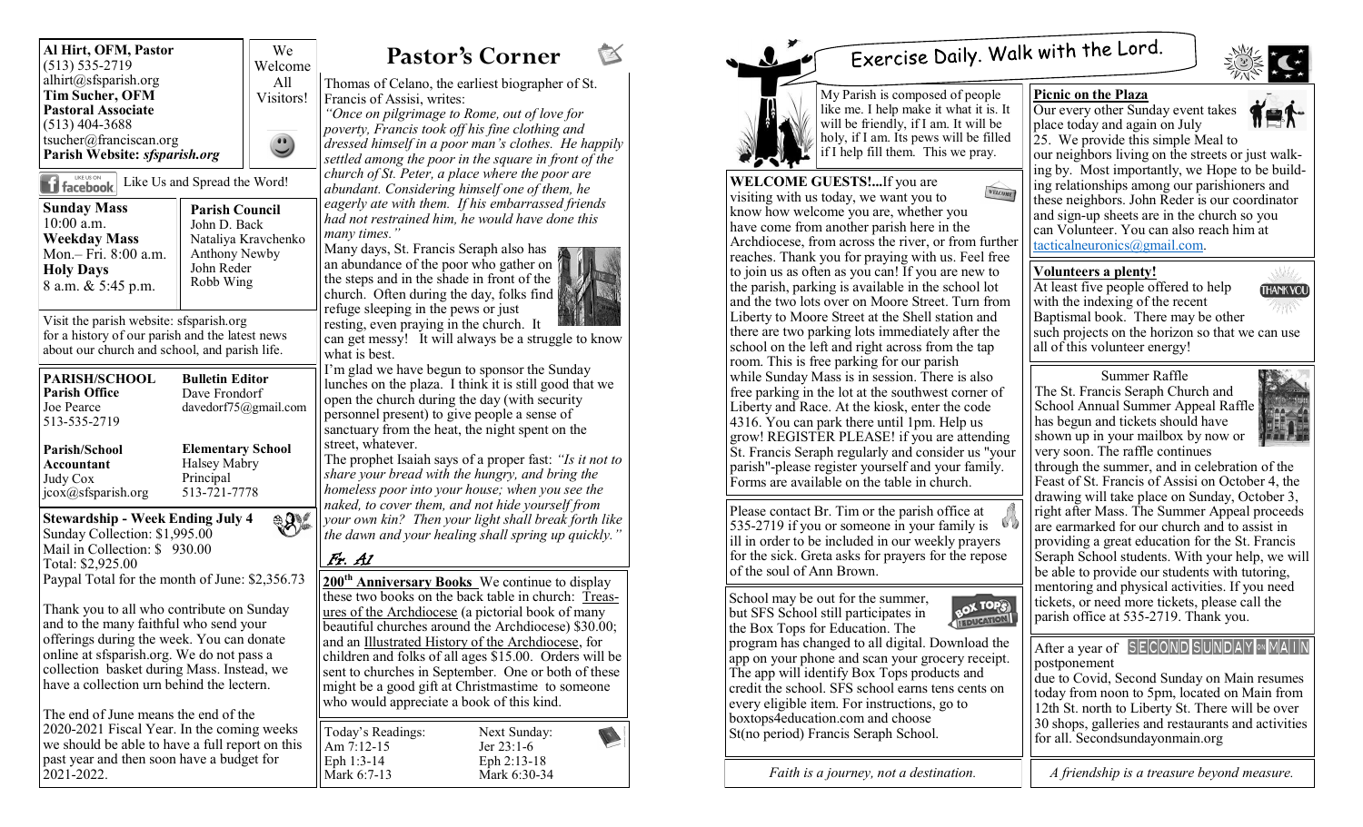**Al Hirt, OFM, Pastor**
(513) 535-2719
alhirt@sfsparish.org
**Tim Sucher, OFM**
**Pastoral Associate**
(513) 404-3688
tsucher@franciscan.org
**Parish Website: *sfsparish.org***

We Welcome All Visitors!

Like Us and Spread the Word!

**Sunday Mass**
10:00 a.m.
**Weekday Mass**
Mon.– Fri. 8:00 a.m.
**Holy Days**
8 a.m. & 5:45 p.m.

**Parish Council**
John D. Back
Nataliya Kravchenko
Anthony Newby
John Reder
Robb Wing

Visit the parish website: sfsparish.org for a history of our parish and the latest news about our church and school, and parish life.

**PARISH/SCHOOL Parish Office**
Joe Pearce
513-535-2719

**Bulletin Editor**
Dave Frondorf
davedorf75@gmail.com

**Parish/School Accountant**
Judy Cox
jcox@sfsparish.org

**Elementary School**
Halsey Mabry
Principal
513-721-7778

**Stewardship - Week Ending July 4**
Sunday Collection: $1,995.00
Mail in Collection: $ 930.00
Total: $2,925.00
Paypal Total for the month of June: $2,356.73

Thank you to all who contribute on Sunday and to the many faithful who send your offerings during the week. You can donate online at sfsparish.org. We do not pass a collection basket during Mass. Instead, we have a collection urn behind the lectern.

The end of June means the end of the 2020-2021 Fiscal Year. In the coming weeks we should be able to have a full report on this past year and then soon have a budget for 2021-2022.

# Pastor's Corner

Thomas of Celano, the earliest biographer of St. Francis of Assisi, writes:
*"Once on pilgrimage to Rome, out of love for poverty, Francis took off his fine clothing and dressed himself in a poor man's clothes. He happily settled among the poor in the square in front of the church of St. Peter, a place where the poor are abundant. Considering himself one of them, he eagerly ate with them. If his embarrassed friends had not restrained him, he would have done this many times."*

Many days, St. Francis Seraph also has an abundance of the poor who gather on the steps and in the shade in front of the church. Often during the day, folks find refuge sleeping in the pews or just resting, even praying in the church. It can get messy! It will always be a struggle to know what is best.

I'm glad we have begun to sponsor the Sunday lunches on the plaza. I think it is still good that we open the church during the day (with security personnel present) to give people a sense of sanctuary from the heat, the night spent on the street, whatever.

The prophet Isaiah says of a proper fast: *"Is it not to share your bread with the hungry, and bring the homeless poor into your house; when you see the naked, to cover them, and not hide yourself from your own kin? Then your light shall break forth like the dawn and your healing shall spring up quickly."*

*Fr. Al*

**200th Anniversary Books** We continue to display these two books on the back table in church: Treasures of the Archdiocese (a pictorial book of many beautiful churches around the Archdiocese) $30.00; and an Illustrated History of the Archdiocese, for children and folks of all ages $15.00. Orders will be sent to churches in September. One or both of these might be a good gift at Christmastime to someone who would appreciate a book of this kind.

| Today's Readings: | Next Sunday: |
|---|---|
| Am 7:12-15 | Jer 23:1-6 |
| Eph 1:3-14 | Eph 2:13-18 |
| Mark 6:7-13 | Mark 6:30-34 |

## Exercise Daily. Walk with the Lord.

My Parish is composed of people like me. I help make it what it is. It will be friendly, if I am. It will be holy, if I am. Its pews will be filled if I help fill them. This we pray.

**WELCOME GUESTS!...**If you are visiting with us today, we want you to know how welcome you are, whether you have come from another parish here in the Archdiocese, from across the river, or from further reaches. Thank you for praying with us. Feel free to join us as often as you can! If you are new to the parish, parking is available in the school lot and the two lots over on Moore Street. Turn from Liberty to Moore Street at the Shell station and there are two parking lots immediately after the school on the left and right across from the tap room. This is free parking for our parish while Sunday Mass is in session. There is also free parking in the lot at the southwest corner of Liberty and Race. At the kiosk, enter the code 4316. You can park there until 1pm. Help us grow! REGISTER PLEASE! if you are attending St. Francis Seraph regularly and consider us "your parish"-please register yourself and your family. Forms are available on the table in church.

Please contact Br. Tim or the parish office at 535-2719 if you or someone in your family is ill in order to be included in our weekly prayers for the sick. Greta asks for prayers for the repose of the soul of Ann Brown.

School may be out for the summer, but SFS School still participates in the Box Tops for Education. The program has changed to all digital. Download the app on your phone and scan your grocery receipt. The app will identify Box Tops products and credit the school. SFS school earns tens cents on every eligible item. For instructions, go to boxtops4education.com and choose St(no period) Francis Seraph School.

*Faith is a journey, not a destination.*

**Picnic on the Plaza**
Our every other Sunday event takes place today and again on July 25. We provide this simple Meal to our neighbors living on the streets or just walking by. Most importantly, we Hope to be building relationships among our parishioners and these neighbors. John Reder is our coordinator and sign-up sheets are in the church so you can Volunteer. You can also reach him at tacticalneuronics@gmail.com.

**Volunteers a plenty!**
At least five people offered to help with the indexing of the recent Baptismal book. There may be other such projects on the horizon so that we can use all of this volunteer energy!

Summer Raffle
The St. Francis Seraph Church and School Annual Summer Appeal Raffle has begun and tickets should have shown up in your mailbox by now or very soon. The raffle continues through the summer, and in celebration of the Feast of St. Francis of Assisi on October 4, the drawing will take place on Sunday, October 3, right after Mass. The Summer Appeal proceeds are earmarked for our church and to assist in providing a great education for the St. Francis Seraph School students. With your help, we will be able to provide our students with tutoring, mentoring and physical activities. If you need tickets, or need more tickets, please call the parish office at 535-2719. Thank you.

After a year of SECOND SUNDAY ON MAIN postponement due to Covid, Second Sunday on Main resumes today from noon to 5pm, located on Main from 12th St. north to Liberty St. There will be over 30 shops, galleries and restaurants and activities for all. Secondsundayonmain.org

*A friendship is a treasure beyond measure.*